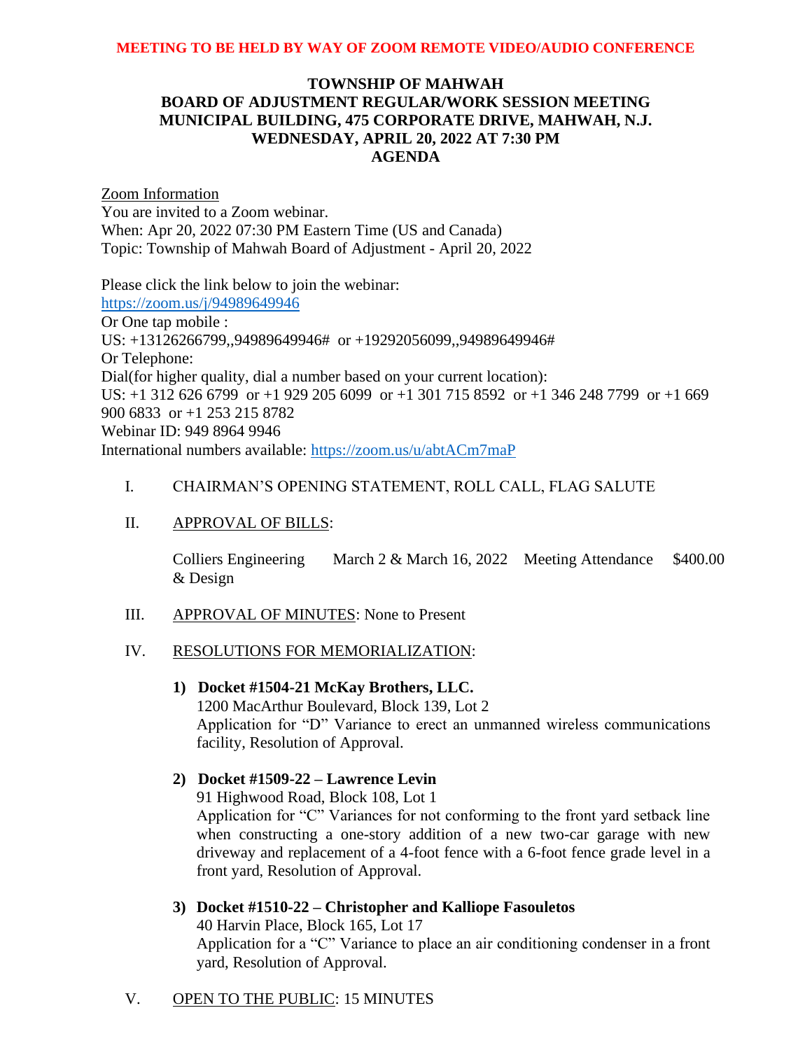**MEETING TO BE HELD BY WAY OF ZOOM REMOTE VIDEO/AUDIO CONFERENCE**

# TOWNSHIP OF MAHWAH
## BOARD OF ADJUSTMENT REGULAR/WORK SESSION MEETING
## MUNICIPAL BUILDING, 475 CORPORATE DRIVE, MAHWAH, N.J.
## WEDNESDAY, APRIL 20, 2022 AT 7:30 PM
## AGENDA

Zoom Information
You are invited to a Zoom webinar.
When: Apr 20, 2022 07:30 PM Eastern Time (US and Canada)
Topic: Township of Mahwah Board of Adjustment - April 20, 2022

Please click the link below to join the webinar:
https://zoom.us/j/94989649946
Or One tap mobile :
US: +13126266799,,94989649946# or +19292056099,,94989649946#
Or Telephone:
Dial(for higher quality, dial a number based on your current location):
US: +1 312 626 6799 or +1 929 205 6099 or +1 301 715 8592 or +1 346 248 7799 or +1 669 900 6833 or +1 253 215 8782
Webinar ID: 949 8964 9946
International numbers available: https://zoom.us/u/abtACm7maP

I. CHAIRMAN'S OPENING STATEMENT, ROLL CALL, FLAG SALUTE

II. APPROVAL OF BILLS:

| Colliers Engineering & Design | March 2 & March 16, 2022 | Meeting Attendance | $400.00 |
|---|---|---|---|

III. APPROVAL OF MINUTES: None to Present

IV. RESOLUTIONS FOR MEMORIALIZATION:

1) **Docket #1504-21 McKay Brothers, LLC.**
   1200 MacArthur Boulevard, Block 139, Lot 2
   Application for "D" Variance to erect an unmanned wireless communications facility, Resolution of Approval.

2) **Docket #1509-22 – Lawrence Levin**
   91 Highwood Road, Block 108, Lot 1
   Application for "C" Variances for not conforming to the front yard setback line when constructing a one-story addition of a new two-car garage with new driveway and replacement of a 4-foot fence with a 6-foot fence grade level in a front yard, Resolution of Approval.

3) **Docket #1510-22 – Christopher and Kalliope Fasouletos**
   40 Harvin Place, Block 165, Lot 17
   Application for a "C" Variance to place an air conditioning condenser in a front yard, Resolution of Approval.

V. OPEN TO THE PUBLIC: 15 MINUTES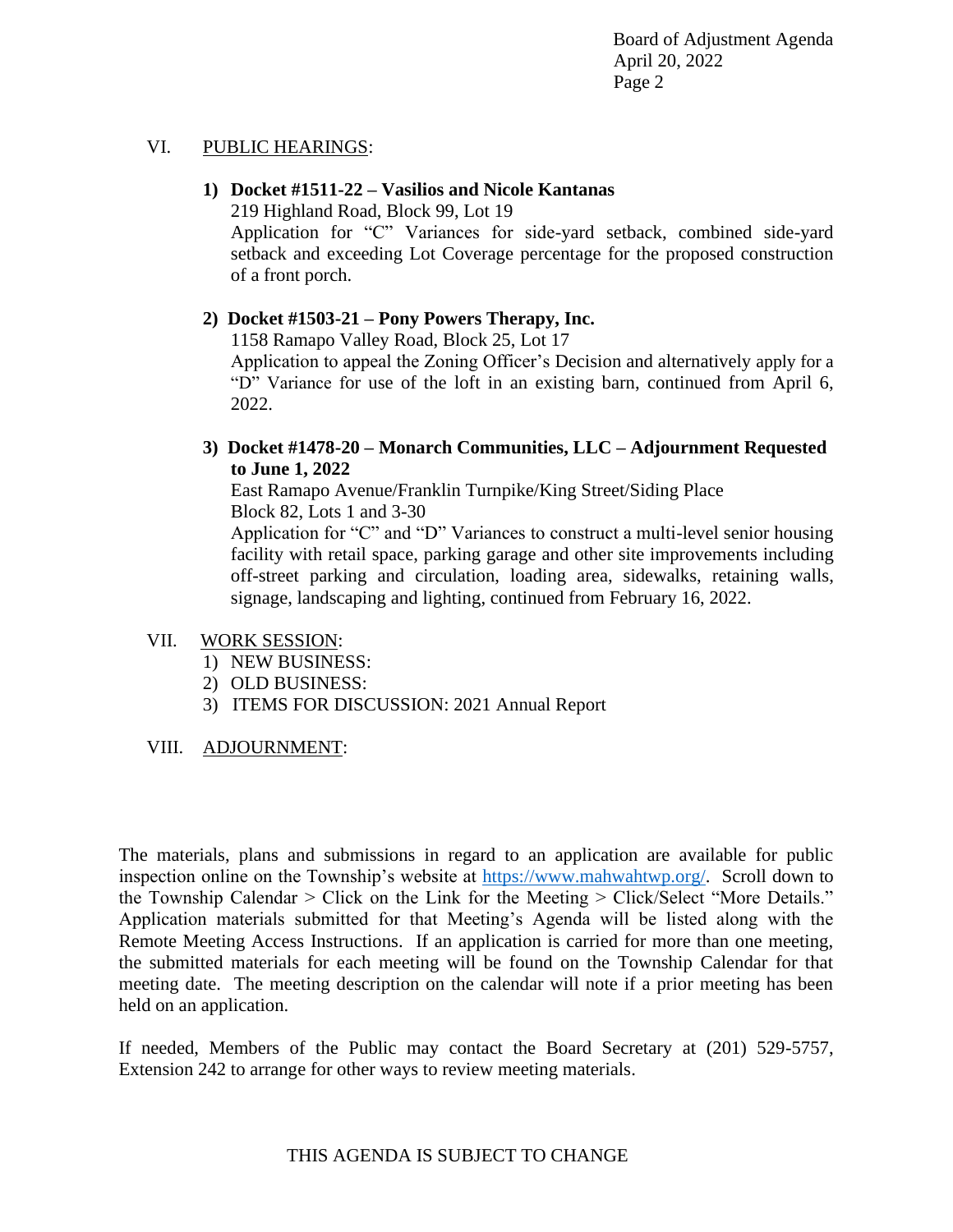## VI. PUBLIC HEARINGS:

**1) Docket #1511-22 – Vasilios and Nicole Kantanas**

219 Highland Road, Block 99, Lot 19

Application for "C" Variances for side-yard setback, combined side-yard setback and exceeding Lot Coverage percentage for the proposed construction of a front porch.

**2) Docket #1503-21 – Pony Powers Therapy, Inc.**

1158 Ramapo Valley Road, Block 25, Lot 17

Application to appeal the Zoning Officer's Decision and alternatively apply for a "D" Variance for use of the loft in an existing barn, continued from April 6, 2022.

**3) Docket #1478-20 – Monarch Communities, LLC – Adjournment Requested to June 1, 2022**

East Ramapo Avenue/Franklin Turnpike/King Street/Siding Place

Block 82, Lots 1 and 3-30

Application for "C" and "D" Variances to construct a multi-level senior housing facility with retail space, parking garage and other site improvements including off-street parking and circulation, loading area, sidewalks, retaining walls, signage, landscaping and lighting, continued from February 16, 2022.

## VII. WORK SESSION:

1) NEW BUSINESS:
2) OLD BUSINESS:
3) ITEMS FOR DISCUSSION: 2021 Annual Report

## VIII. ADJOURNMENT:

The materials, plans and submissions in regard to an application are available for public inspection online on the Township's website at https://www.mahwahtwp.org/. Scroll down to the Township Calendar > Click on the Link for the Meeting > Click/Select "More Details." Application materials submitted for that Meeting's Agenda will be listed along with the Remote Meeting Access Instructions. If an application is carried for more than one meeting, the submitted materials for each meeting will be found on the Township Calendar for that meeting date. The meeting description on the calendar will note if a prior meeting has been held on an application.

If needed, Members of the Public may contact the Board Secretary at (201) 529-5757, Extension 242 to arrange for other ways to review meeting materials.

THIS AGENDA IS SUBJECT TO CHANGE